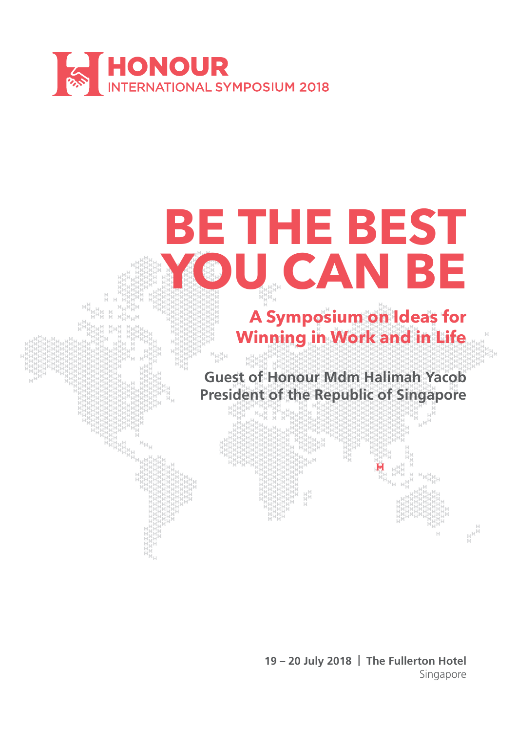**HONOUR**
INTERNATIONAL SYMPOSIUM 2018

# BE THE BEST YOU CAN BE

## A Symposium on Ideas for Winning in Work and in Life

**Guest of Honour Mdm Halimah Yacob**
**President of the Republic of Singapore**

**19 – 20 July 2018** | **The Fullerton Hotel**
Singapore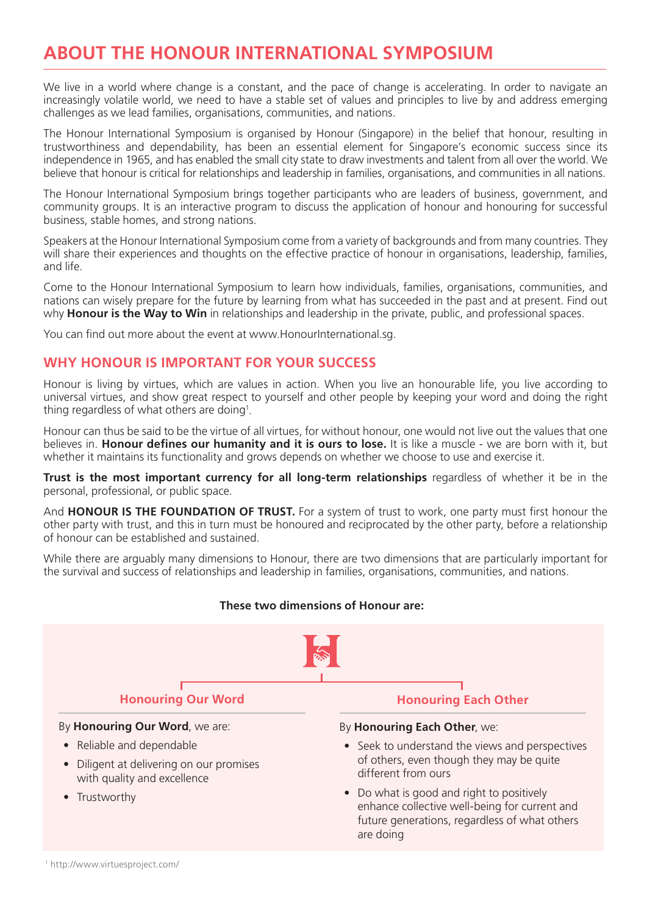# ABOUT THE HONOUR INTERNATIONAL SYMPOSIUM

We live in a world where change is a constant, and the pace of change is accelerating. In order to navigate an increasingly volatile world, we need to have a stable set of values and principles to live by and address emerging challenges as we lead families, organisations, communities, and nations.

The Honour International Symposium is organised by Honour (Singapore) in the belief that honour, resulting in trustworthiness and dependability, has been an essential element for Singapore's economic success since its independence in 1965, and has enabled the small city state to draw investments and talent from all over the world. We believe that honour is critical for relationships and leadership in families, organisations, and communities in all nations.

The Honour International Symposium brings together participants who are leaders of business, government, and community groups. It is an interactive program to discuss the application of honour and honouring for successful business, stable homes, and strong nations.

Speakers at the Honour International Symposium come from a variety of backgrounds and from many countries. They will share their experiences and thoughts on the effective practice of honour in organisations, leadership, families, and life.

Come to the Honour International Symposium to learn how individuals, families, organisations, communities, and nations can wisely prepare for the future by learning from what has succeeded in the past and at present. Find out why **Honour is the Way to Win** in relationships and leadership in the private, public, and professional spaces.

You can find out more about the event at www.HonourInternational.sg.

## WHY HONOUR IS IMPORTANT FOR YOUR SUCCESS

Honour is living by virtues, which are values in action. When you live an honourable life, you live according to universal virtues, and show great respect to yourself and other people by keeping your word and doing the right thing regardless of what others are doing[1].

Honour can thus be said to be the virtue of all virtues, for without honour, one would not live out the values that one believes in. **Honour defines our humanity and it is ours to lose.** It is like a muscle - we are born with it, but whether it maintains its functionality and grows depends on whether we choose to use and exercise it.

**Trust is the most important currency for all long-term relationships** regardless of whether it be in the personal, professional, or public space.

And **HONOUR IS THE FOUNDATION OF TRUST.** For a system of trust to work, one party must first honour the other party with trust, and this in turn must be honoured and reciprocated by the other party, before a relationship of honour can be established and sustained.

While there are arguably many dimensions to Honour, there are two dimensions that are particularly important for the survival and success of relationships and leadership in families, organisations, communities, and nations.

**These two dimensions of Honour are:**

### Honouring Our Word

By **Honouring Our Word**, we are:

- Reliable and dependable
- Diligent at delivering on our promises with quality and excellence
- Trustworthy

### Honouring Each Other

By **Honouring Each Other**, we:

- Seek to understand the views and perspectives of others, even though they may be quite different from ours
- Do what is good and right to positively enhance collective well-being for current and future generations, regardless of what others are doing

[1] http://www.virtuesproject.com/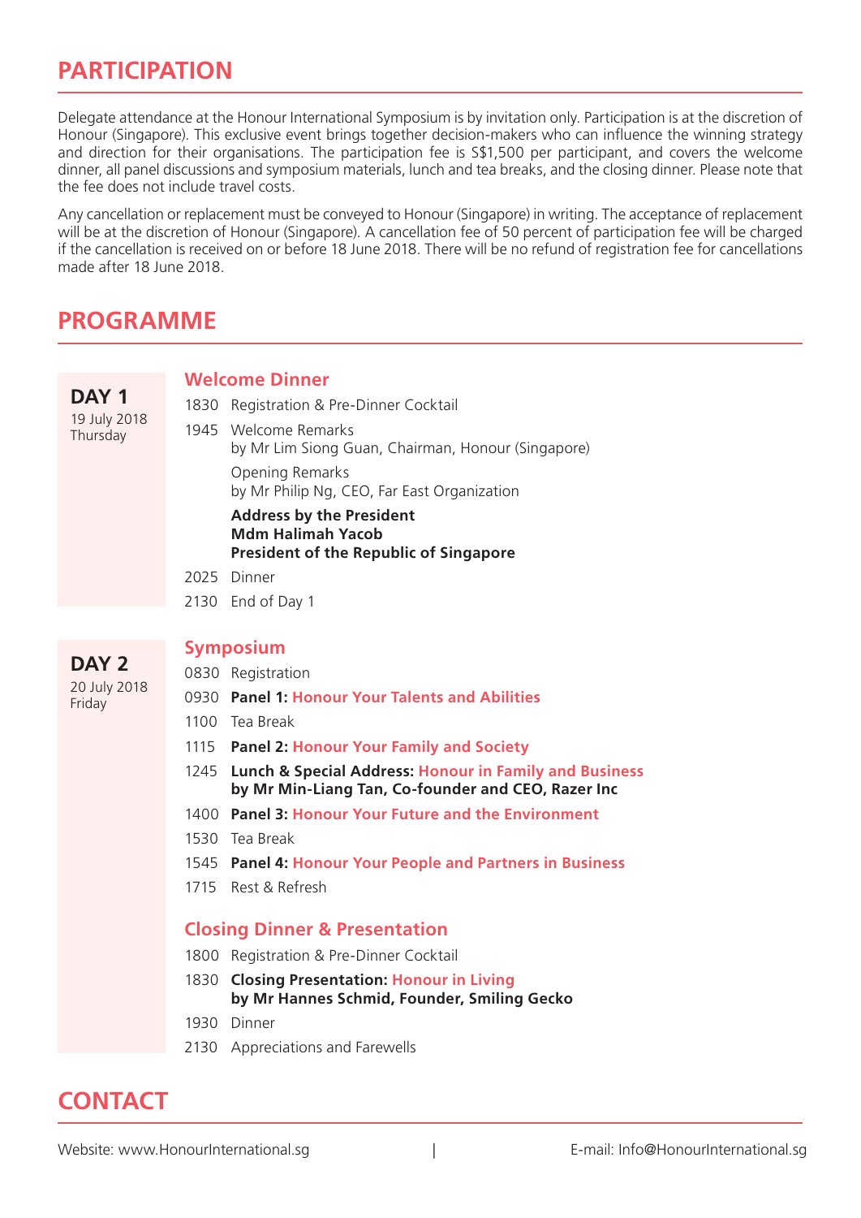## PARTICIPATION

Delegate attendance at the Honour International Symposium is by invitation only. Participation is at the discretion of Honour (Singapore). This exclusive event brings together decision-makers who can influence the winning strategy and direction for their organisations. The participation fee is S$1,500 per participant, and covers the welcome dinner, all panel discussions and symposium materials, lunch and tea breaks, and the closing dinner. Please note that the fee does not include travel costs.

Any cancellation or replacement must be conveyed to Honour (Singapore) in writing. The acceptance of replacement will be at the discretion of Honour (Singapore). A cancellation fee of 50 percent of participation fee will be charged if the cancellation is received on or before 18 June 2018. There will be no refund of registration fee for cancellations made after 18 June 2018.

## PROGRAMME

### DAY 1
19 July 2018
Thursday

#### Welcome Dinner

1830 Registration & Pre-Dinner Cocktail

1945 Welcome Remarks
by Mr Lim Siong Guan, Chairman, Honour (Singapore)

Opening Remarks
by Mr Philip Ng, CEO, Far East Organization

**Address by the President**
**Mdm Halimah Yacob**
**President of the Republic of Singapore**

2025 Dinner

2130 End of Day 1

### DAY 2
20 July 2018
Friday

#### Symposium

0830 Registration

0930 **Panel 1: Honour Your Talents and Abilities**

1100 Tea Break

1115 **Panel 2: Honour Your Family and Society**

1245 **Lunch & Special Address: Honour in Family and Business**
**by Mr Min-Liang Tan, Co-founder and CEO, Razer Inc**

1400 **Panel 3: Honour Your Future and the Environment**

1530 Tea Break

1545 **Panel 4: Honour Your People and Partners in Business**

1715 Rest & Refresh

#### Closing Dinner & Presentation

1800 Registration & Pre-Dinner Cocktail

1830 **Closing Presentation: Honour in Living**
**by Mr Hannes Schmid, Founder, Smiling Gecko**

1930 Dinner

2130 Appreciations and Farewells

## CONTACT

Website: www.HonourInternational.sg | E-mail: Info@HonourInternational.sg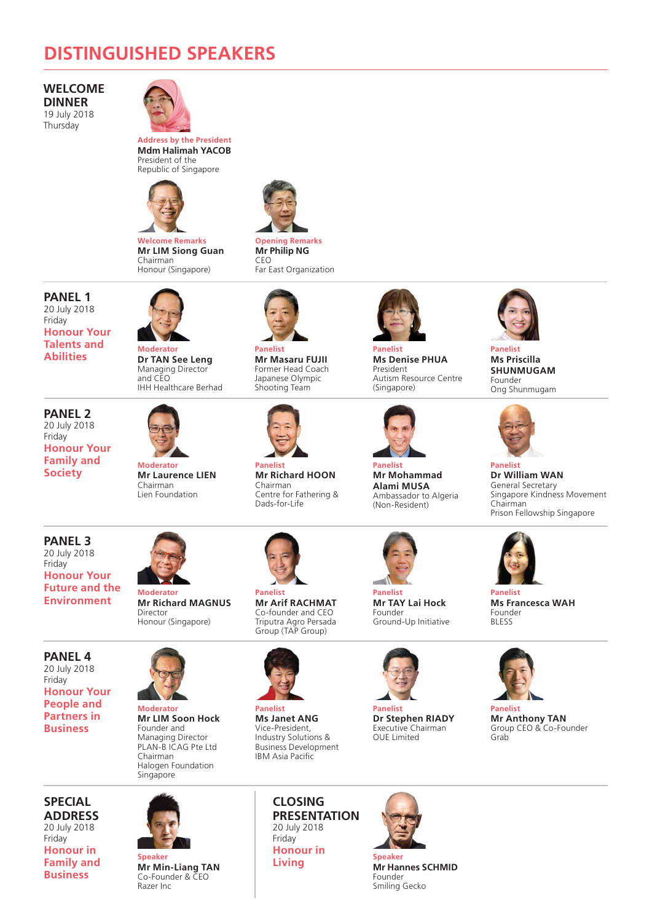# DISTINGUISHED SPEAKERS

## WELCOME DINNER

19 July 2018
Thursday

**Address by the President**
**Mdm Halimah YACOB**
President of the
Republic of Singapore

**Welcome Remarks**
**Mr LIM Siong Guan**
Chairman
Honour (Singapore)

**Opening Remarks**
**Mr Philip NG**
CEO
Far East Organization

## PANEL 1

20 July 2018
Friday
**Honour Your Talents and Abilities**

**Moderator**
**Dr TAN See Leng**
Managing Director
and CEO
IHH Healthcare Berhad

**Panelist**
**Mr Masaru FUJII**
Former Head Coach
Japanese Olympic
Shooting Team

**Panelist**
**Ms Denise PHUA**
President
Autism Resource Centre
(Singapore)

**Panelist**
**Ms Priscilla SHUNMUGAM**
Founder
Ong Shunmugam

## PANEL 2

20 July 2018
Friday
**Honour Your Family and Society**

**Moderator**
**Mr Laurence LIEN**
Chairman
Lien Foundation

**Panelist**
**Mr Richard HOON**
Chairman
Centre for Fathering &
Dads-for-Life

**Panelist**
**Mr Mohammad Alami MUSA**
Ambassador to Algeria
(Non-Resident)

**Panelist**
**Dr William WAN**
General Secretary
Singapore Kindness Movement
Chairman
Prison Fellowship Singapore

## PANEL 3

20 July 2018
Friday
**Honour Your Future and the Environment**

**Moderator**
**Mr Richard MAGNUS**
Director
Honour (Singapore)

**Panelist**
**Mr Arif RACHMAT**
Co-founder and CEO
Triputra Agro Persada
Group (TAP Group)

**Panelist**
**Mr TAY Lai Hock**
Founder
Ground-Up Initiative

**Panelist**
**Ms Francesca WAH**
Founder
BLESS

## PANEL 4

20 July 2018
Friday
**Honour Your People and Partners in Business**

**Moderator**
**Mr LIM Soon Hock**
Founder and
Managing Director
PLAN-B ICAG Pte Ltd
Chairman
Halogen Foundation
Singapore

**Panelist**
**Ms Janet ANG**
Vice-President,
Industry Solutions &
Business Development
IBM Asia Pacific

**Panelist**
**Dr Stephen RIADY**
Executive Chairman
OUE Limited

**Panelist**
**Mr Anthony TAN**
Group CEO & Co-Founder
Grab

## SPECIAL ADDRESS

20 July 2018
Friday
**Honour in Family and Business**

**Speaker**
**Mr Min-Liang TAN**
Co-Founder & CEO
Razer Inc

## CLOSING PRESENTATION

20 July 2018
Friday
**Honour in Living**

**Speaker**
**Mr Hannes SCHMID**
Founder
Smiling Gecko